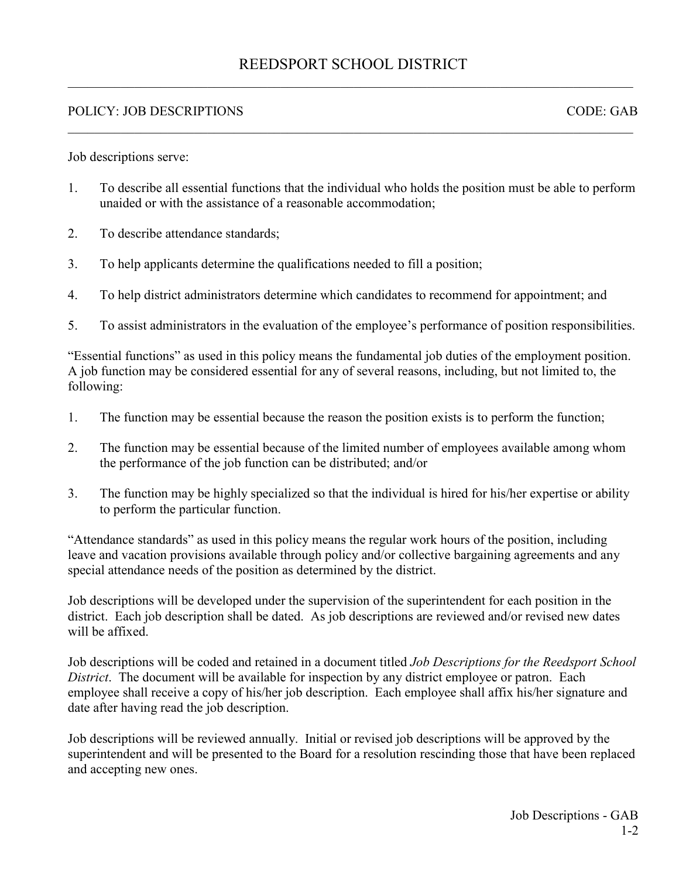# REEDSPORT SCHOOL DISTRICT

POLICY: JOB DESCRIPTIONS CODE: GAB

Job descriptions serve:

1. To describe all essential functions that the individual who holds the position must be able to perform unaided or with the assistance of a reasonable accommodation;
2. To describe attendance standards;
3. To help applicants determine the qualifications needed to fill a position;
4. To help district administrators determine which candidates to recommend for appointment; and
5. To assist administrators in the evaluation of the employee's performance of position responsibilities.

"Essential functions" as used in this policy means the fundamental job duties of the employment position. A job function may be considered essential for any of several reasons, including, but not limited to, the following:

1. The function may be essential because the reason the position exists is to perform the function;
2. The function may be essential because of the limited number of employees available among whom the performance of the job function can be distributed; and/or
3. The function may be highly specialized so that the individual is hired for his/her expertise or ability to perform the particular function.

"Attendance standards" as used in this policy means the regular work hours of the position, including leave and vacation provisions available through policy and/or collective bargaining agreements and any special attendance needs of the position as determined by the district.

Job descriptions will be developed under the supervision of the superintendent for each position in the district. Each job description shall be dated. As job descriptions are reviewed and/or revised new dates will be affixed.

Job descriptions will be coded and retained in a document titled *Job Descriptions for the Reedsport School District*. The document will be available for inspection by any district employee or patron. Each employee shall receive a copy of his/her job description. Each employee shall affix his/her signature and date after having read the job description.

Job descriptions will be reviewed annually. Initial or revised job descriptions will be approved by the superintendent and will be presented to the Board for a resolution rescinding those that have been replaced and accepting new ones.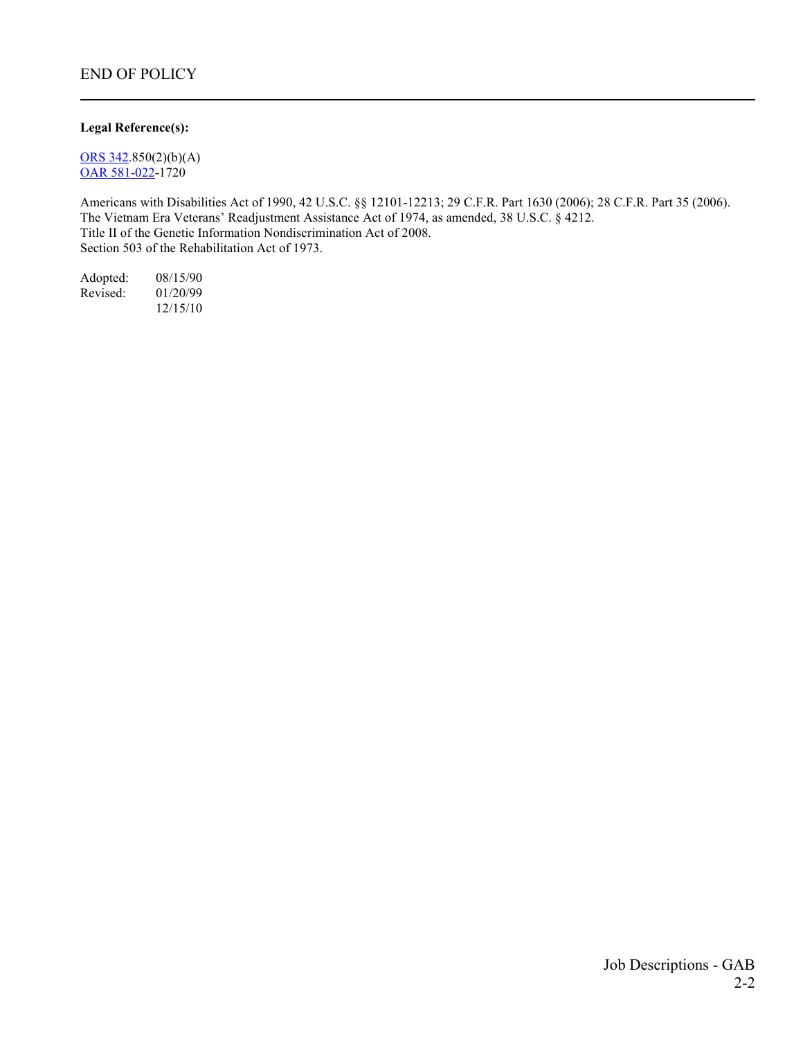END OF POLICY

---

**Legal Reference(s):**

ORS 342.850(2)(b)(A)
OAR 581-022-1720

Americans with Disabilities Act of 1990, 42 U.S.C. §§ 12101-12213; 29 C.F.R. Part 1630 (2006); 28 C.F.R. Part 35 (2006).
The Vietnam Era Veterans' Readjustment Assistance Act of 1974, as amended, 38 U.S.C. § 4212.
Title II of the Genetic Information Nondiscrimination Act of 2008.
Section 503 of the Rehabilitation Act of 1973.

| | |
|---|---|
| Adopted: | 08/15/90 |
| Revised: | 01/20/99 |
| | 12/15/10 |